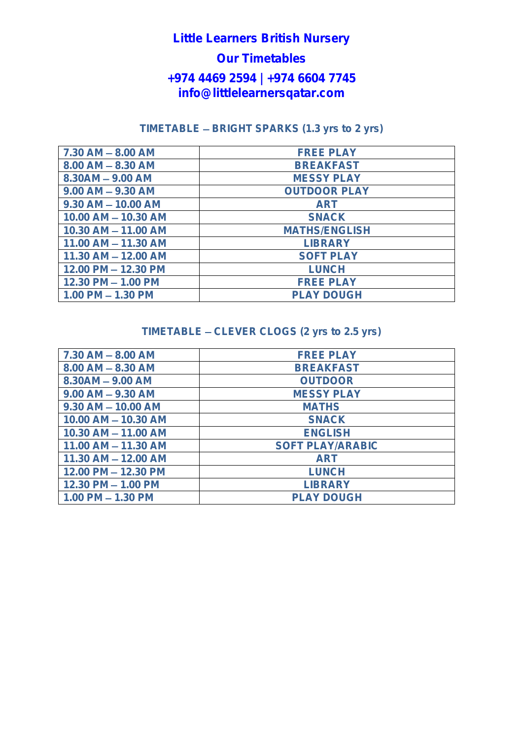# Little Learners British Nursery

## Our Timetables

**+974 4469 2594 | +974 6604 7745**
**info@littlelearnersqatar.com**

### TIMETABLE – BRIGHT SPARKS (1.3 yrs to 2 yrs)

| | |
|---|---|
| 7.30 AM – 8.00 AM | FREE PLAY |
| 8.00 AM – 8.30 AM | BREAKFAST |
| 8.30AM – 9.00 AM | MESSY PLAY |
| 9.00 AM – 9.30 AM | OUTDOOR PLAY |
| 9.30 AM – 10.00 AM | ART |
| 10.00 AM – 10.30 AM | SNACK |
| 10.30 AM – 11.00 AM | MATHS/ENGLISH |
| 11.00 AM – 11.30 AM | LIBRARY |
| 11.30 AM – 12.00 AM | SOFT PLAY |
| 12.00 PM – 12.30 PM | LUNCH |
| 12.30 PM – 1.00 PM | FREE PLAY |
| 1.00 PM – 1.30 PM | PLAY DOUGH |

### TIMETABLE – CLEVER CLOGS (2 yrs to 2.5 yrs)

| | |
|---|---|
| 7.30 AM – 8.00 AM | FREE PLAY |
| 8.00 AM – 8.30 AM | BREAKFAST |
| 8.30AM – 9.00 AM | OUTDOOR |
| 9.00 AM – 9.30 AM | MESSY PLAY |
| 9.30 AM – 10.00 AM | MATHS |
| 10.00 AM – 10.30 AM | SNACK |
| 10.30 AM – 11.00 AM | ENGLISH |
| 11.00 AM – 11.30 AM | SOFT PLAY/ARABIC |
| 11.30 AM – 12.00 AM | ART |
| 12.00 PM – 12.30 PM | LUNCH |
| 12.30 PM – 1.00 PM | LIBRARY |
| 1.00 PM – 1.30 PM | PLAY DOUGH |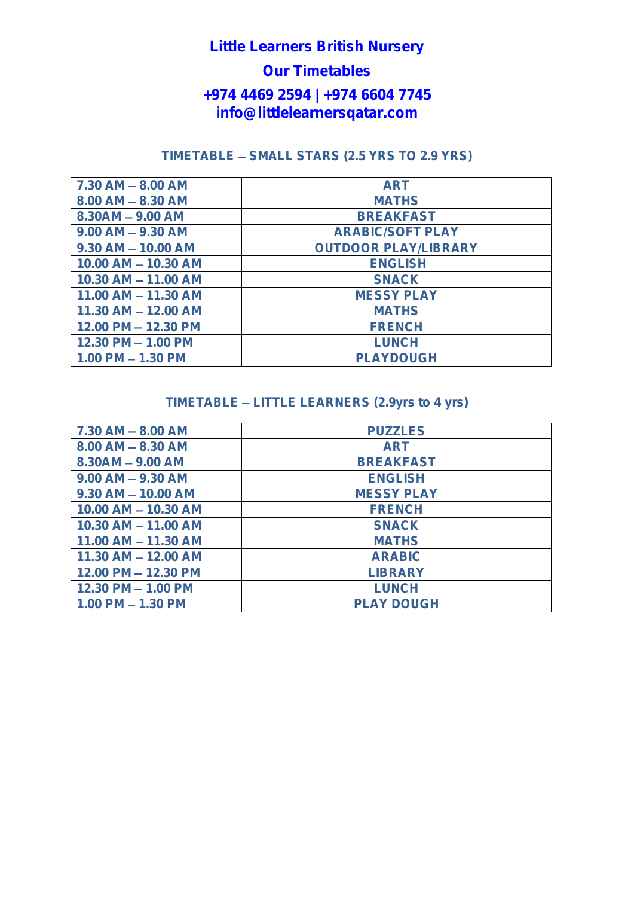# Little Learners British Nursery

## Our Timetables

**+974 4469 2594 | +974 6604 7745**
**info@littlelearnersqatar.com**

### TIMETABLE – SMALL STARS (2.5 YRS TO 2.9 YRS)

| | |
|---|---|
| 7.30 AM – 8.00 AM | ART |
| 8.00 AM – 8.30 AM | MATHS |
| 8.30AM – 9.00 AM | BREAKFAST |
| 9.00 AM – 9.30 AM | ARABIC/SOFT PLAY |
| 9.30 AM – 10.00 AM | OUTDOOR PLAY/LIBRARY |
| 10.00 AM – 10.30 AM | ENGLISH |
| 10.30 AM – 11.00 AM | SNACK |
| 11.00 AM – 11.30 AM | MESSY PLAY |
| 11.30 AM – 12.00 AM | MATHS |
| 12.00 PM – 12.30 PM | FRENCH |
| 12.30 PM – 1.00 PM | LUNCH |
| 1.00 PM – 1.30 PM | PLAYDOUGH |

### TIMETABLE – LITTLE LEARNERS (2.9yrs to 4 yrs)

| | |
|---|---|
| 7.30 AM – 8.00 AM | PUZZLES |
| 8.00 AM – 8.30 AM | ART |
| 8.30AM – 9.00 AM | BREAKFAST |
| 9.00 AM – 9.30 AM | ENGLISH |
| 9.30 AM – 10.00 AM | MESSY PLAY |
| 10.00 AM – 10.30 AM | FRENCH |
| 10.30 AM – 11.00 AM | SNACK |
| 11.00 AM – 11.30 AM | MATHS |
| 11.30 AM – 12.00 AM | ARABIC |
| 12.00 PM – 12.30 PM | LIBRARY |
| 12.30 PM – 1.00 PM | LUNCH |
| 1.00 PM – 1.30 PM | PLAY DOUGH |